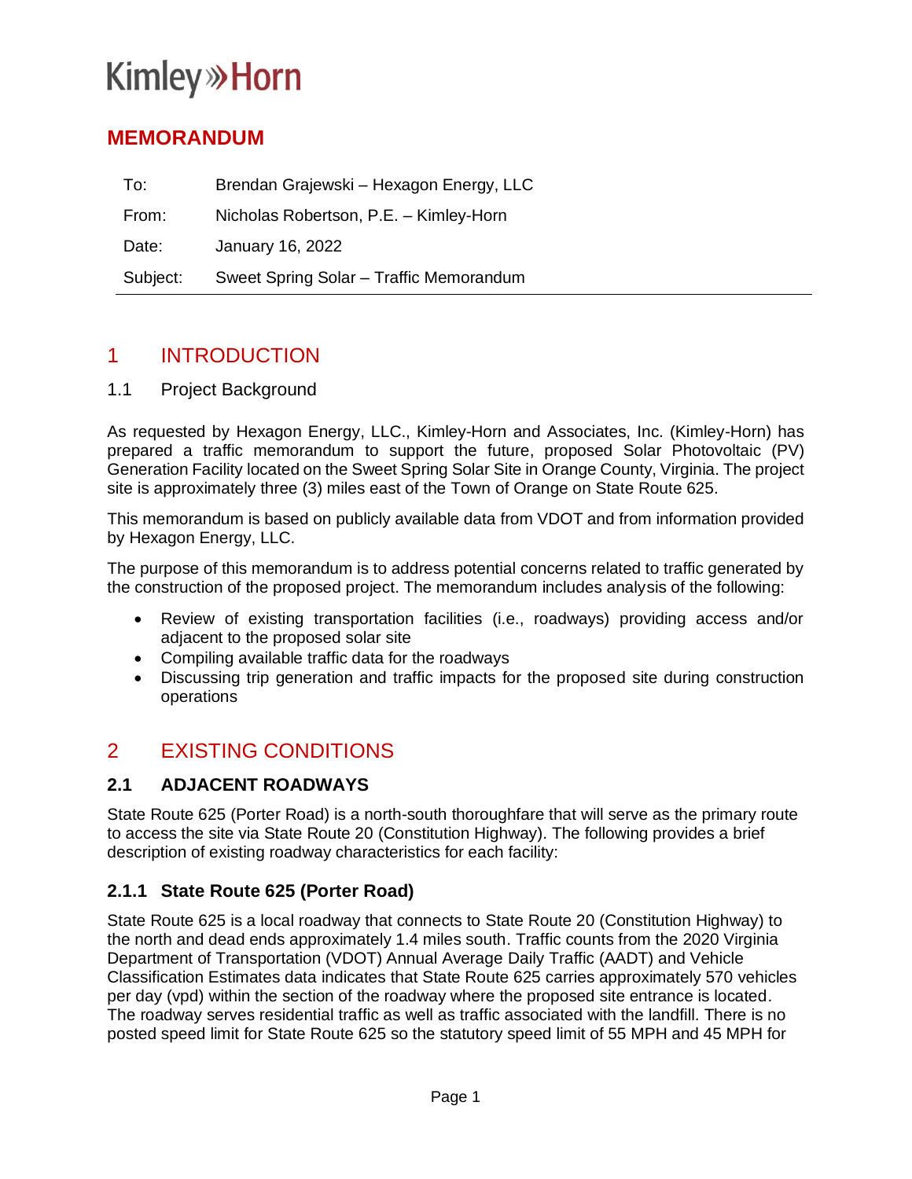Kimley»Horn

## MEMORANDUM

| | |
|---|---|
| To: | Brendan Grajewski – Hexagon Energy, LLC |
| From: | Nicholas Robertson, P.E. – Kimley-Horn |
| Date: | January 16, 2022 |
| Subject: | Sweet Spring Solar – Traffic Memorandum |

# 1 INTRODUCTION

## 1.1 Project Background

As requested by Hexagon Energy, LLC., Kimley-Horn and Associates, Inc. (Kimley-Horn) has prepared a traffic memorandum to support the future, proposed Solar Photovoltaic (PV) Generation Facility located on the Sweet Spring Solar Site in Orange County, Virginia. The project site is approximately three (3) miles east of the Town of Orange on State Route 625.

This memorandum is based on publicly available data from VDOT and from information provided by Hexagon Energy, LLC.

The purpose of this memorandum is to address potential concerns related to traffic generated by the construction of the proposed project. The memorandum includes analysis of the following:

- Review of existing transportation facilities (i.e., roadways) providing access and/or adjacent to the proposed solar site
- Compiling available traffic data for the roadways
- Discussing trip generation and traffic impacts for the proposed site during construction operations

# 2 EXISTING CONDITIONS

## 2.1 ADJACENT ROADWAYS

State Route 625 (Porter Road) is a north-south thoroughfare that will serve as the primary route to access the site via State Route 20 (Constitution Highway). The following provides a brief description of existing roadway characteristics for each facility:

### 2.1.1 State Route 625 (Porter Road)

State Route 625 is a local roadway that connects to State Route 20 (Constitution Highway) to the north and dead ends approximately 1.4 miles south. Traffic counts from the 2020 Virginia Department of Transportation (VDOT) Annual Average Daily Traffic (AADT) and Vehicle Classification Estimates data indicates that State Route 625 carries approximately 570 vehicles per day (vpd) within the section of the roadway where the proposed site entrance is located. The roadway serves residential traffic as well as traffic associated with the landfill. There is no posted speed limit for State Route 625 so the statutory speed limit of 55 MPH and 45 MPH for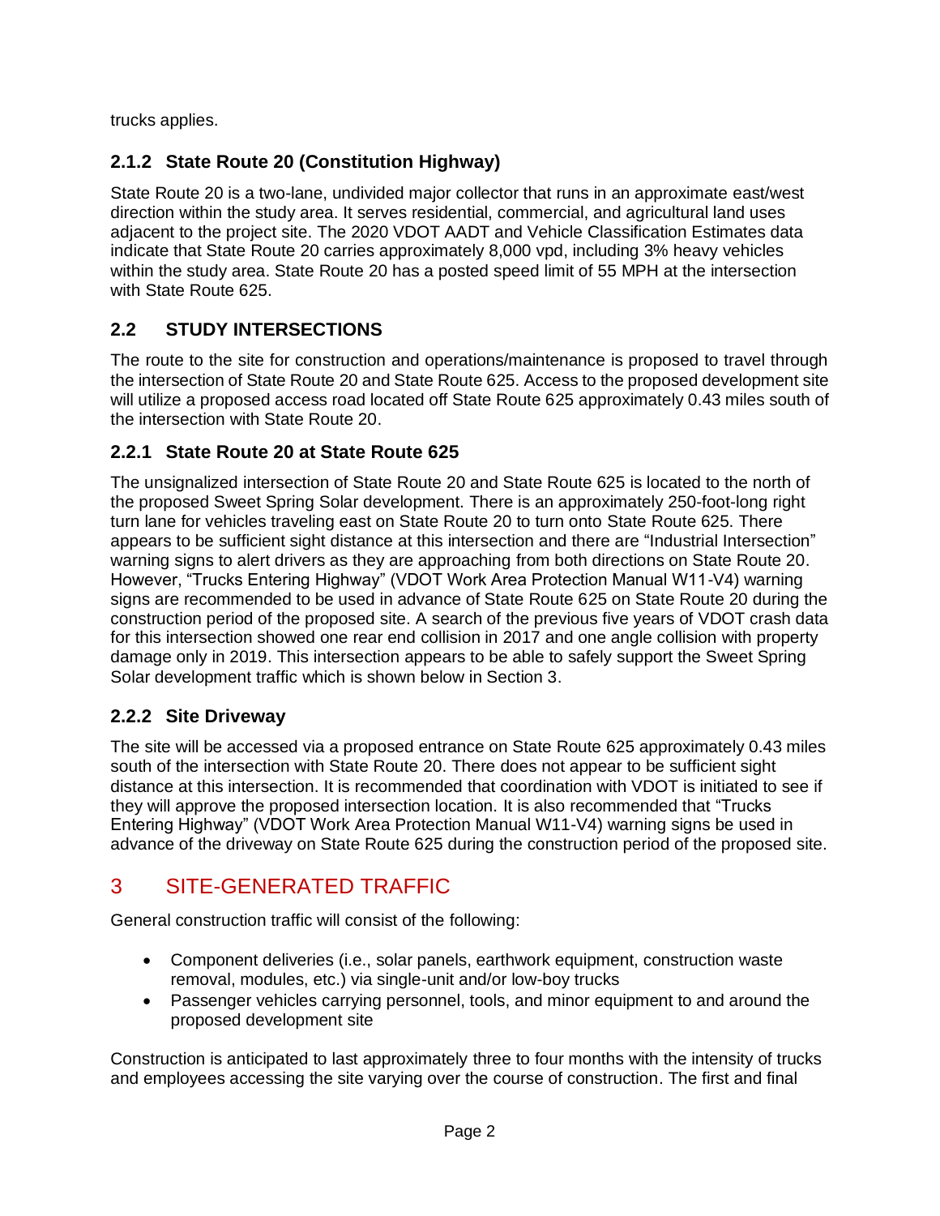trucks applies.

### 2.1.2 State Route 20 (Constitution Highway)

State Route 20 is a two-lane, undivided major collector that runs in an approximate east/west direction within the study area. It serves residential, commercial, and agricultural land uses adjacent to the project site. The 2020 VDOT AADT and Vehicle Classification Estimates data indicate that State Route 20 carries approximately 8,000 vpd, including 3% heavy vehicles within the study area. State Route 20 has a posted speed limit of 55 MPH at the intersection with State Route 625.

## 2.2 STUDY INTERSECTIONS

The route to the site for construction and operations/maintenance is proposed to travel through the intersection of State Route 20 and State Route 625. Access to the proposed development site will utilize a proposed access road located off State Route 625 approximately 0.43 miles south of the intersection with State Route 20.

### 2.2.1 State Route 20 at State Route 625

The unsignalized intersection of State Route 20 and State Route 625 is located to the north of the proposed Sweet Spring Solar development. There is an approximately 250-foot-long right turn lane for vehicles traveling east on State Route 20 to turn onto State Route 625. There appears to be sufficient sight distance at this intersection and there are "Industrial Intersection" warning signs to alert drivers as they are approaching from both directions on State Route 20. However, "Trucks Entering Highway" (VDOT Work Area Protection Manual W11-V4) warning signs are recommended to be used in advance of State Route 625 on State Route 20 during the construction period of the proposed site. A search of the previous five years of VDOT crash data for this intersection showed one rear end collision in 2017 and one angle collision with property damage only in 2019. This intersection appears to be able to safely support the Sweet Spring Solar development traffic which is shown below in Section 3.

### 2.2.2 Site Driveway

The site will be accessed via a proposed entrance on State Route 625 approximately 0.43 miles south of the intersection with State Route 20. There does not appear to be sufficient sight distance at this intersection. It is recommended that coordination with VDOT is initiated to see if they will approve the proposed intersection location. It is also recommended that "Trucks Entering Highway" (VDOT Work Area Protection Manual W11-V4) warning signs be used in advance of the driveway on State Route 625 during the construction period of the proposed site.

# 3 SITE-GENERATED TRAFFIC

General construction traffic will consist of the following:

- Component deliveries (i.e., solar panels, earthwork equipment, construction waste removal, modules, etc.) via single-unit and/or low-boy trucks
- Passenger vehicles carrying personnel, tools, and minor equipment to and around the proposed development site

Construction is anticipated to last approximately three to four months with the intensity of trucks and employees accessing the site varying over the course of construction. The first and final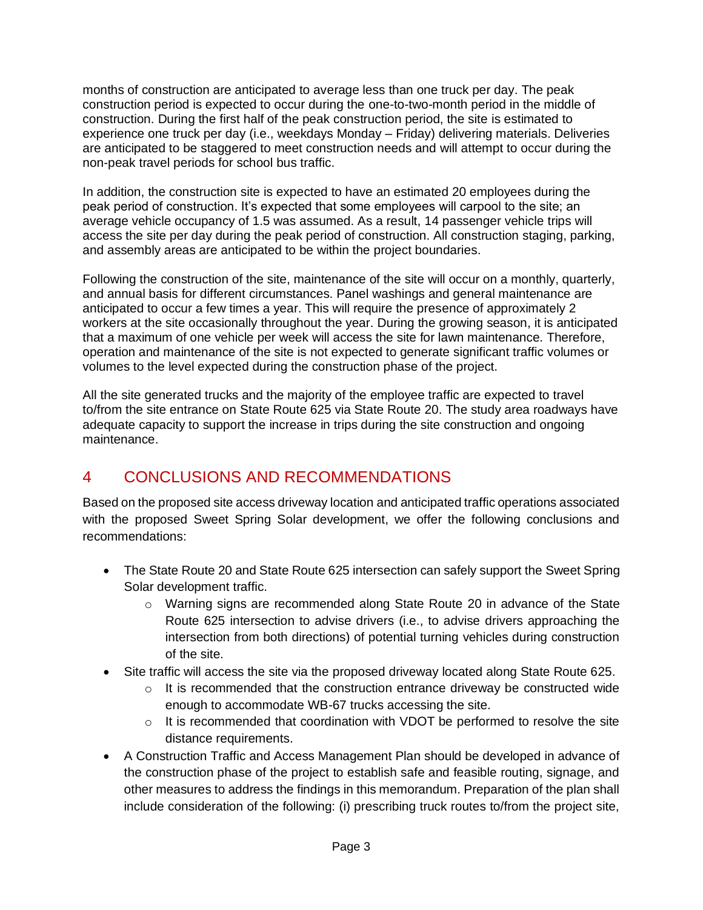months of construction are anticipated to average less than one truck per day. The peak construction period is expected to occur during the one-to-two-month period in the middle of construction. During the first half of the peak construction period, the site is estimated to experience one truck per day (i.e., weekdays Monday – Friday) delivering materials. Deliveries are anticipated to be staggered to meet construction needs and will attempt to occur during the non-peak travel periods for school bus traffic.

In addition, the construction site is expected to have an estimated 20 employees during the peak period of construction. It's expected that some employees will carpool to the site; an average vehicle occupancy of 1.5 was assumed. As a result, 14 passenger vehicle trips will access the site per day during the peak period of construction. All construction staging, parking, and assembly areas are anticipated to be within the project boundaries.

Following the construction of the site, maintenance of the site will occur on a monthly, quarterly, and annual basis for different circumstances. Panel washings and general maintenance are anticipated to occur a few times a year. This will require the presence of approximately 2 workers at the site occasionally throughout the year. During the growing season, it is anticipated that a maximum of one vehicle per week will access the site for lawn maintenance. Therefore, operation and maintenance of the site is not expected to generate significant traffic volumes or volumes to the level expected during the construction phase of the project.

All the site generated trucks and the majority of the employee traffic are expected to travel to/from the site entrance on State Route 625 via State Route 20. The study area roadways have adequate capacity to support the increase in trips during the site construction and ongoing maintenance.

# 4 CONCLUSIONS AND RECOMMENDATIONS

Based on the proposed site access driveway location and anticipated traffic operations associated with the proposed Sweet Spring Solar development, we offer the following conclusions and recommendations:

- The State Route 20 and State Route 625 intersection can safely support the Sweet Spring Solar development traffic.
    - Warning signs are recommended along State Route 20 in advance of the State Route 625 intersection to advise drivers (i.e., to advise drivers approaching the intersection from both directions) of potential turning vehicles during construction of the site.
- Site traffic will access the site via the proposed driveway located along State Route 625.
    - It is recommended that the construction entrance driveway be constructed wide enough to accommodate WB-67 trucks accessing the site.
    - It is recommended that coordination with VDOT be performed to resolve the site distance requirements.
- A Construction Traffic and Access Management Plan should be developed in advance of the construction phase of the project to establish safe and feasible routing, signage, and other measures to address the findings in this memorandum. Preparation of the plan shall include consideration of the following: (i) prescribing truck routes to/from the project site,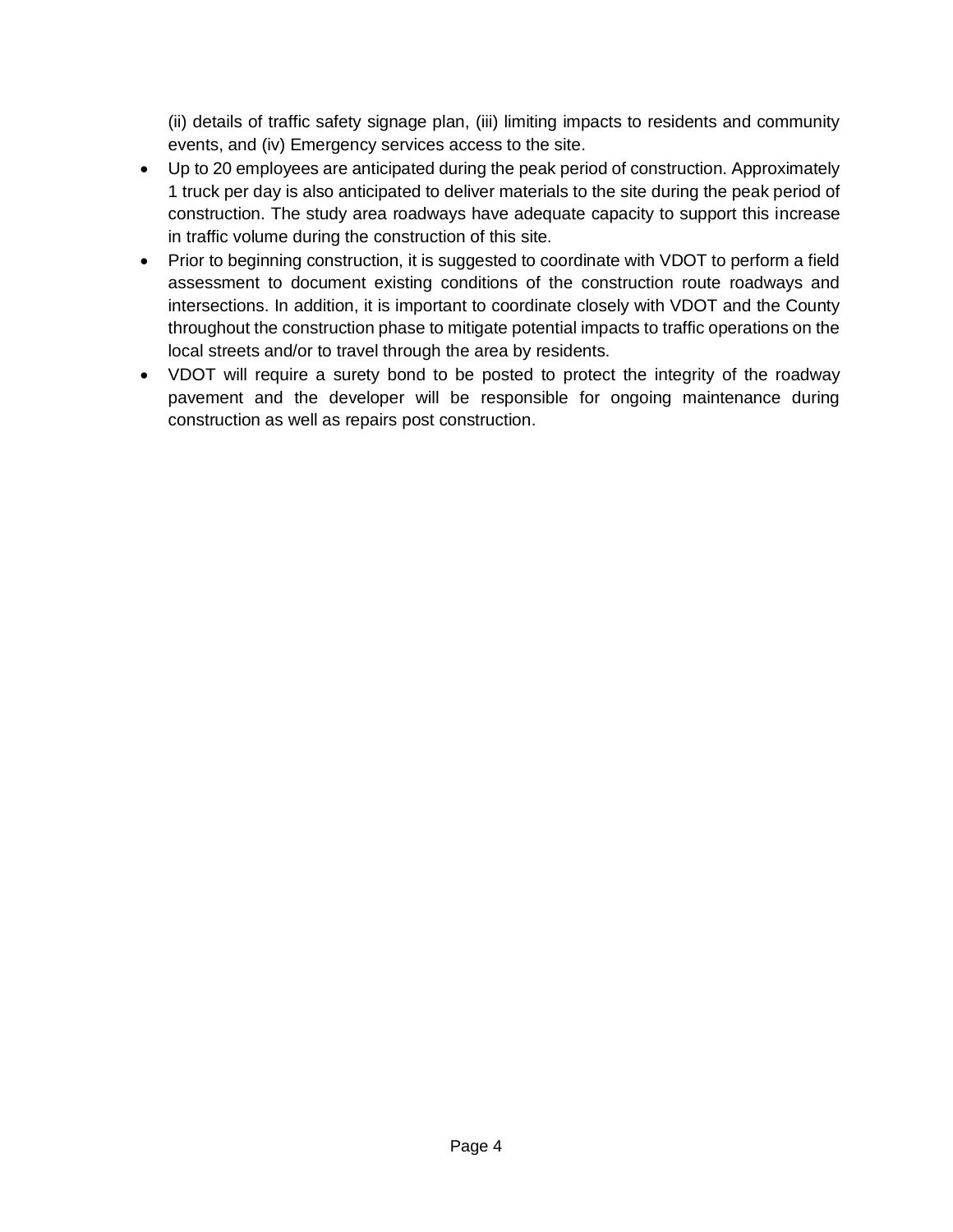(ii) details of traffic safety signage plan, (iii) limiting impacts to residents and community events, and (iv) Emergency services access to the site.

- Up to 20 employees are anticipated during the peak period of construction. Approximately 1 truck per day is also anticipated to deliver materials to the site during the peak period of construction. The study area roadways have adequate capacity to support this increase in traffic volume during the construction of this site.
- Prior to beginning construction, it is suggested to coordinate with VDOT to perform a field assessment to document existing conditions of the construction route roadways and intersections. In addition, it is important to coordinate closely with VDOT and the County throughout the construction phase to mitigate potential impacts to traffic operations on the local streets and/or to travel through the area by residents.
- VDOT will require a surety bond to be posted to protect the integrity of the roadway pavement and the developer will be responsible for ongoing maintenance during construction as well as repairs post construction.